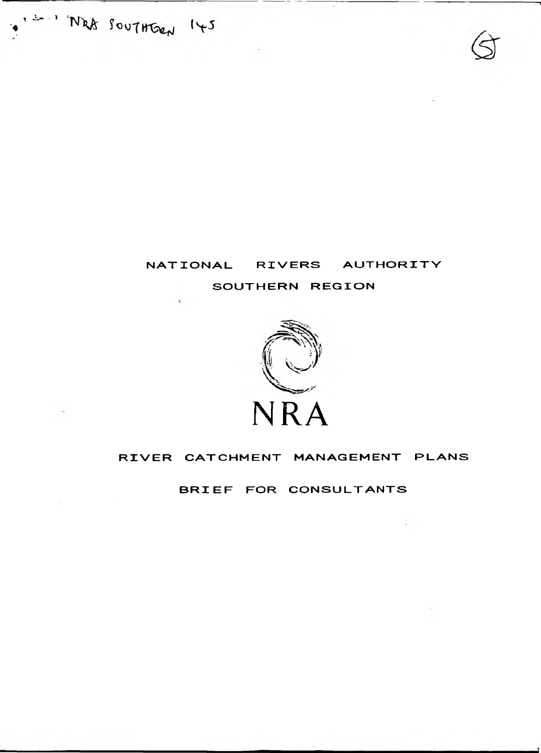NRA SOUTHERN 145

# NATIONAL RIVERS AUTHORITY

## SOUTHERN REGION

NRA

# RIVER CATCHMENT MANAGEMENT PLANS

## BRIEF FOR CONSULTANTS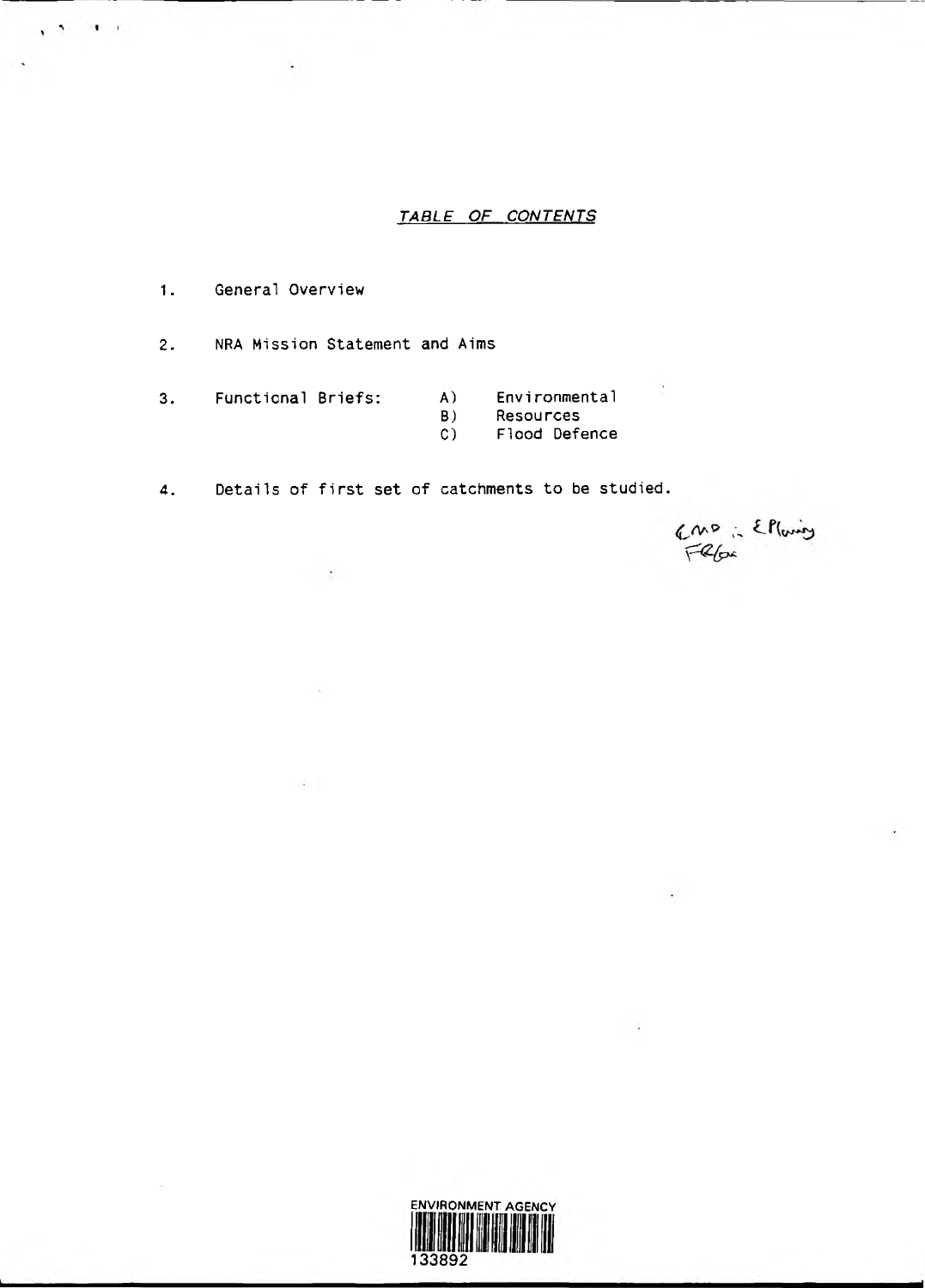## *TABLE OF CONTENTS*

1. General Overview

2. NRA Mission Statement and Aims

3. Functional Briefs:
   - A) Environmental
   - B) Resources
   - C) Flood Defence

4. Details of first set of catchments to be studied.

ENVIRONMENT AGENCY

133892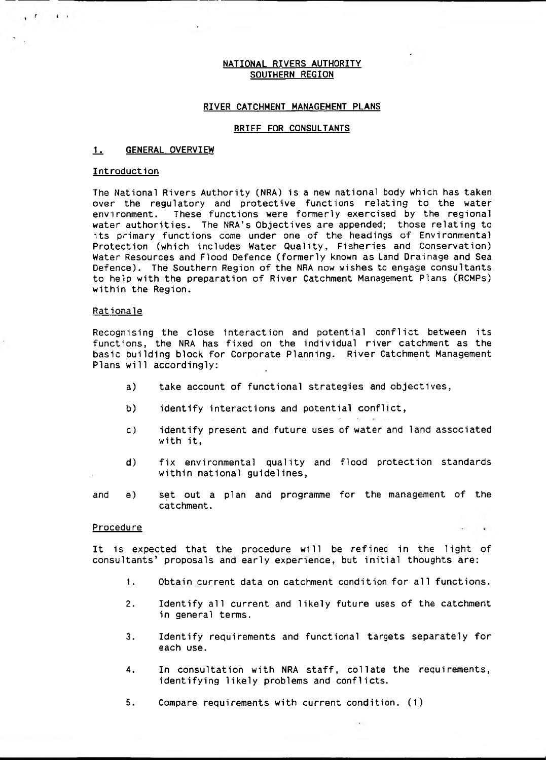# NATIONAL RIVERS AUTHORITY
# SOUTHERN REGION

## RIVER CATCHMENT MANAGEMENT PLANS

## BRIEF FOR CONSULTANTS

### 1. GENERAL OVERVIEW

#### Introduction

The National Rivers Authority (NRA) is a new national body which has taken over the regulatory and protective functions relating to the water environment. These functions were formerly exercised by the regional water authorities. The NRA's Objectives are appended; those relating to its primary functions come under one of the headings of Environmental Protection (which includes Water Quality, Fisheries and Conservation) Water Resources and Flood Defence (formerly known as Land Drainage and Sea Defence). The Southern Region of the NRA now wishes to engage consultants to help with the preparation of River Catchment Management Plans (RCMPs) within the Region.

#### Rationale

Recognising the close interaction and potential conflict between its functions, the NRA has fixed on the individual river catchment as the basic building block for Corporate Planning. River Catchment Management Plans will accordingly:

- a) take account of functional strategies and objectives,
- b) identify interactions and potential conflict,
- c) identify present and future uses of water and land associated with it,
- d) fix environmental quality and flood protection standards within national guidelines,

and e) set out a plan and programme for the management of the catchment.

#### Procedure

It is expected that the procedure will be refined in the light of consultants' proposals and early experience, but initial thoughts are:

1. Obtain current data on catchment condition for all functions.
2. Identify all current and likely future uses of the catchment in general terms.
3. Identify requirements and functional targets separately for each use.
4. In consultation with NRA staff, collate the requirements, identifying likely problems and conflicts.
5. Compare requirements with current condition. (1)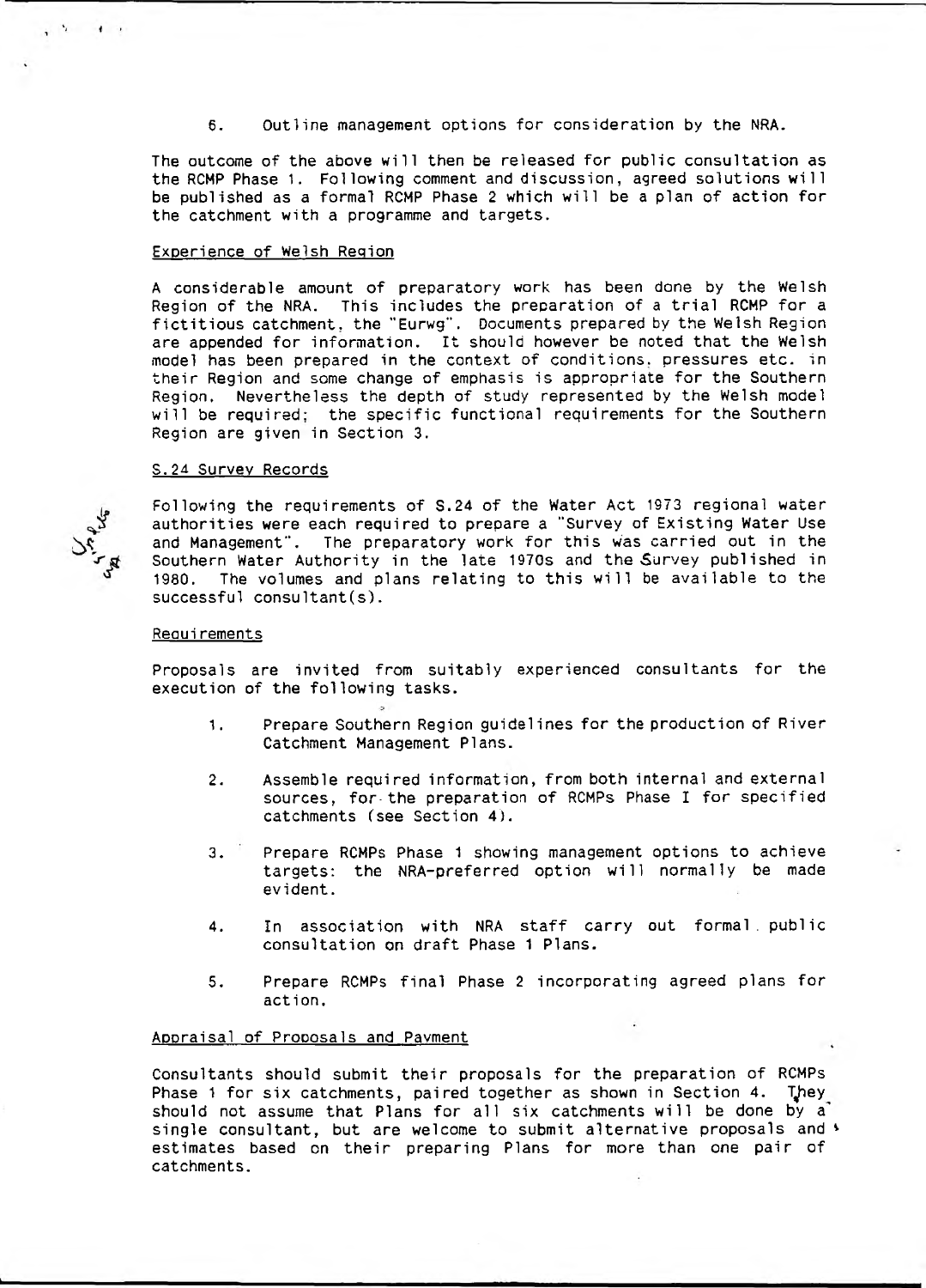6. Outline management options for consideration by the NRA.

The outcome of the above will then be released for public consultation as the RCMP Phase 1. Following comment and discussion, agreed solutions will be published as a formal RCMP Phase 2 which will be a plan of action for the catchment with a programme and targets.

### Experience of Welsh Region

A considerable amount of preparatory work has been done by the Welsh Region of the NRA. This includes the preparation of a trial RCMP for a fictitious catchment, the "Eurwg". Documents prepared by the Welsh Region are appended for information. It should however be noted that the Welsh model has been prepared in the context of conditions, pressures etc. in their Region and some change of emphasis is appropriate for the Southern Region. Nevertheless the depth of study represented by the Welsh model will be required; the specific functional requirements for the Southern Region are given in Section 3.

### S.24 Survey Records

Following the requirements of S.24 of the Water Act 1973 regional water authorities were each required to prepare a "Survey of Existing Water Use and Management". The preparatory work for this was carried out in the Southern Water Authority in the late 1970s and the Survey published in 1980. The volumes and plans relating to this will be available to the successful consultant(s).

### Requirements

Proposals are invited from suitably experienced consultants for the execution of the following tasks.

1. Prepare Southern Region guidelines for the production of River Catchment Management Plans.

2. Assemble required information, from both internal and external sources, for the preparation of RCMPs Phase I for specified catchments (see Section 4).

3. Prepare RCMPs Phase 1 showing management options to achieve targets: the NRA-preferred option will normally be made evident.

4. In association with NRA staff carry out formal public consultation on draft Phase 1 Plans.

5. Prepare RCMPs final Phase 2 incorporating agreed plans for action.

### Appraisal of Proposals and Payment

Consultants should submit their proposals for the preparation of RCMPs Phase 1 for six catchments, paired together as shown in Section 4. They should not assume that Plans for all six catchments will be done by a single consultant, but are welcome to submit alternative proposals and estimates based on their preparing Plans for more than one pair of catchments.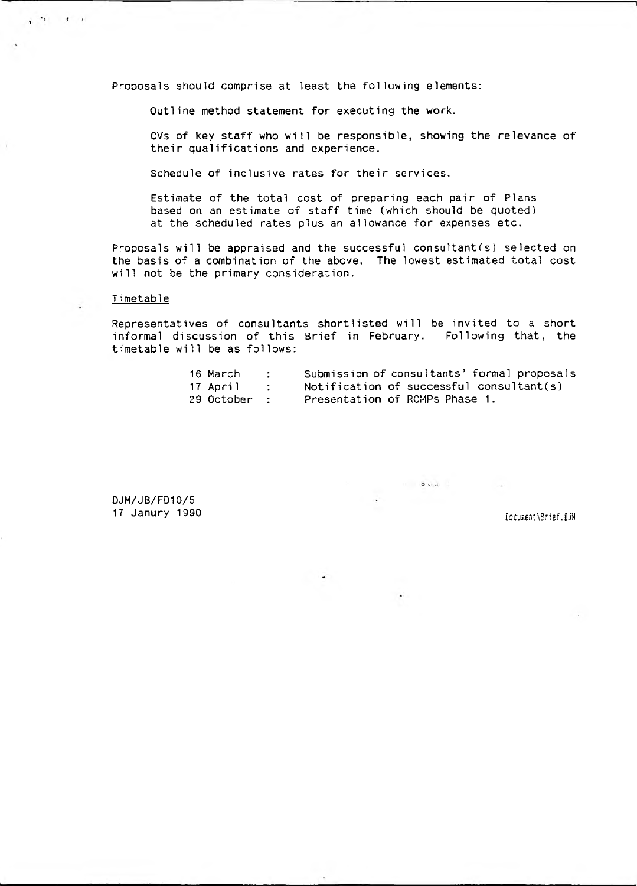Proposals should comprise at least the following elements:

Outline method statement for executing the work.

CVs of key staff who will be responsible, showing the relevance of their qualifications and experience.

Schedule of inclusive rates for their services.

Estimate of the total cost of preparing each pair of Plans based on an estimate of staff time (which should be quoted) at the scheduled rates plus an allowance for expenses etc.

Proposals will be appraised and the successful consultant(s) selected on the basis of a combination of the above. The lowest estimated total cost will not be the primary consideration.

## Timetable

Representatives of consultants shortlisted will be invited to a short informal discussion of this Brief in February. Following that, the timetable will be as follows:

| | | |
|---|---|---|
| 16 March | : | Submission of consultants' formal proposals |
| 17 April | : | Notification of successful consultant(s) |
| 29 October | : | Presentation of RCMPs Phase 1. |

DJM/JB/FD10/5
17 Janury 1990

Document\Brief.DJM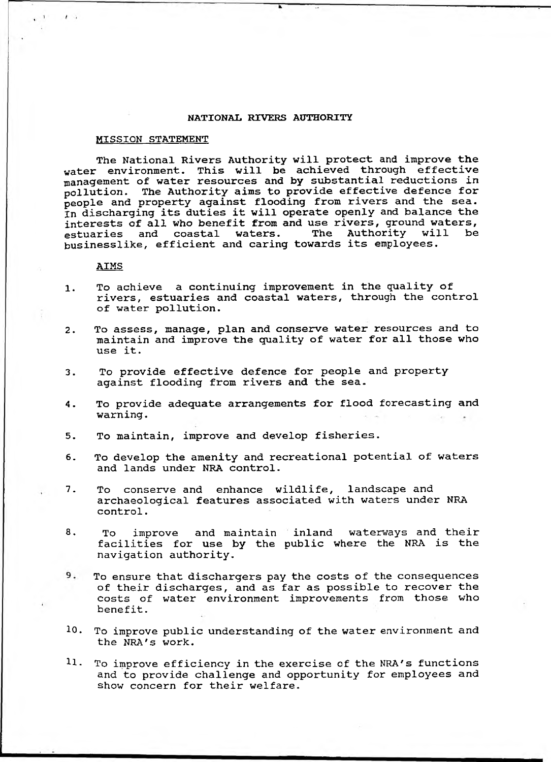# NATIONAL RIVERS AUTHORITY

## MISSION STATEMENT

The National Rivers Authority will protect and improve the water environment. This will be achieved through effective management of water resources and by substantial reductions in pollution. The Authority aims to provide effective defence for people and property against flooding from rivers and the sea. In discharging its duties it will operate openly and balance the interests of all who benefit from and use rivers, ground waters, estuaries and coastal waters. The Authority will be businesslike, efficient and caring towards its employees.

## AIMS

1. To achieve a continuing improvement in the quality of rivers, estuaries and coastal waters, through the control of water pollution.

2. To assess, manage, plan and conserve water resources and to maintain and improve the quality of water for all those who use it.

3. To provide effective defence for people and property against flooding from rivers and the sea.

4. To provide adequate arrangements for flood forecasting and warning.

5. To maintain, improve and develop fisheries.

6. To develop the amenity and recreational potential of waters and lands under NRA control.

7. To conserve and enhance wildlife, landscape and archaeological features associated with waters under NRA control.

8. To improve and maintain inland waterways and their facilities for use by the public where the NRA is the navigation authority.

9. To ensure that dischargers pay the costs of the consequences of their discharges, and as far as possible to recover the costs of water environment improvements from those who benefit.

10. To improve public understanding of the water environment and the NRA's work.

11. To improve efficiency in the exercise of the NRA's functions and to provide challenge and opportunity for employees and show concern for their welfare.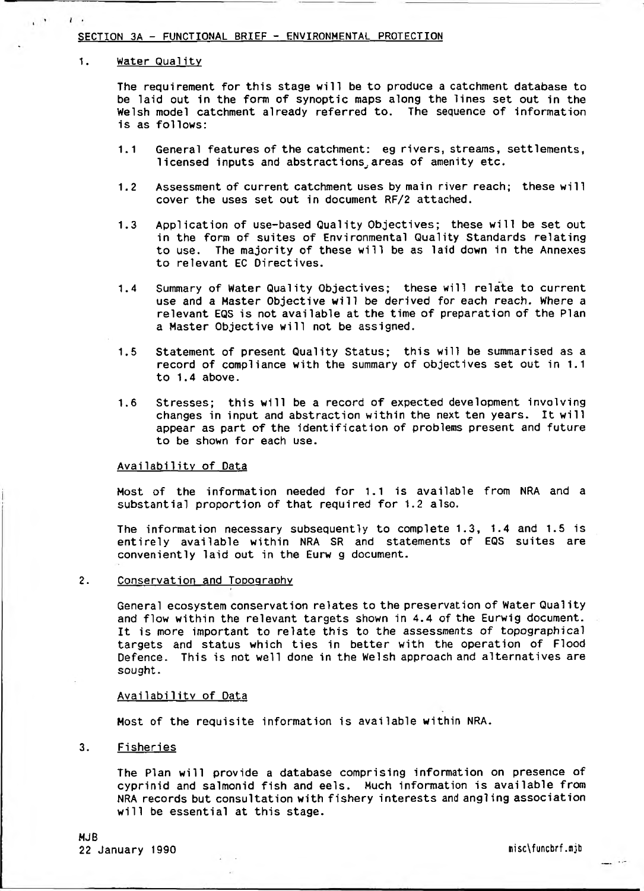## SECTION 3A - FUNCTIONAL BRIEF - ENVIRONMENTAL PROTECTION

### 1. Water Quality

The requirement for this stage will be to produce a catchment database to be laid out in the form of synoptic maps along the lines set out in the Welsh model catchment already referred to. The sequence of information is as follows:

1.1 General features of the catchment: eg rivers, streams, settlements, licensed inputs and abstractions, areas of amenity etc.

1.2 Assessment of current catchment uses by main river reach; these will cover the uses set out in document RF/2 attached.

1.3 Application of use-based Quality Objectives; these will be set out in the form of suites of Environmental Quality Standards relating to use. The majority of these will be as laid down in the Annexes to relevant EC Directives.

1.4 Summary of Water Quality Objectives; these will relate to current use and a Master Objective will be derived for each reach. Where a relevant EQS is not available at the time of preparation of the Plan a Master Objective will not be assigned.

1.5 Statement of present Quality Status; this will be summarised as a record of compliance with the summary of objectives set out in 1.1 to 1.4 above.

1.6 Stresses; this will be a record of expected development involving changes in input and abstraction within the next ten years. It will appear as part of the identification of problems present and future to be shown for each use.

#### Availability of Data

Most of the information needed for 1.1 is available from NRA and a substantial proportion of that required for 1.2 also.

The information necessary subsequently to complete 1.3, 1.4 and 1.5 is entirely available within NRA SR and statements of EQS suites are conveniently laid out in the Eurw g document.

### 2. Conservation and Topography

General ecosystem conservation relates to the preservation of Water Quality and flow within the relevant targets shown in 4.4 of the Eurwig document. It is more important to relate this to the assessments of topographical targets and status which ties in better with the operation of Flood Defence. This is not well done in the Welsh approach and alternatives are sought.

#### Availability of Data

Most of the requisite information is available within NRA.

### 3. Fisheries

The Plan will provide a database comprising information on presence of cyprinid and salmonid fish and eels. Much information is available from NRA records but consultation with fishery interests and angling association will be essential at this stage.

MJB
22 January 1990

misc\funcbrf.mjb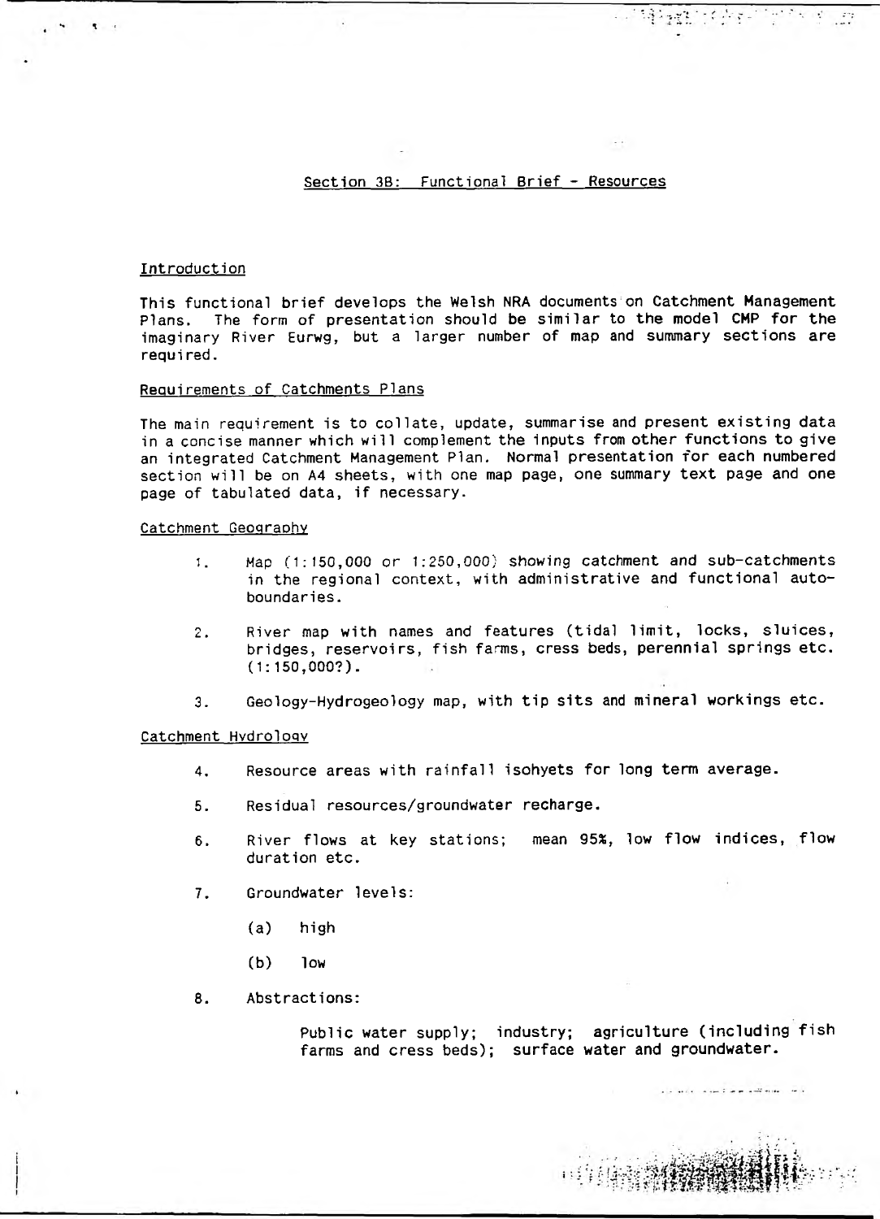## Section 3B: Functional Brief - Resources

### Introduction

This functional brief develops the Welsh NRA documents on Catchment Management Plans. The form of presentation should be similar to the model CMP for the imaginary River Eurwg, but a larger number of map and summary sections are required.

### Requirements of Catchments Plans

The main requirement is to collate, update, summarise and present existing data in a concise manner which will complement the inputs from other functions to give an integrated Catchment Management Plan. Normal presentation for each numbered section will be on A4 sheets, with one map page, one summary text page and one page of tabulated data, if necessary.

### Catchment Geography

1. Map (1:150,000 or 1:250,000) showing catchment and sub-catchments in the regional context, with administrative and functional auto-boundaries.

2. River map with names and features (tidal limit, locks, sluices, bridges, reservoirs, fish farms, cress beds, perennial springs etc. (1:150,000?).

3. Geology-Hydrogeology map, with tip sits and mineral workings etc.

### Catchment Hydrology

4. Resource areas with rainfall isohyets for long term average.

5. Residual resources/groundwater recharge.

6. River flows at key stations; mean 95%, low flow indices, flow duration etc.

7. Groundwater levels:

   (a) high

   (b) low

8. Abstractions:

   Public water supply; industry; agriculture (including fish farms and cress beds); surface water and groundwater.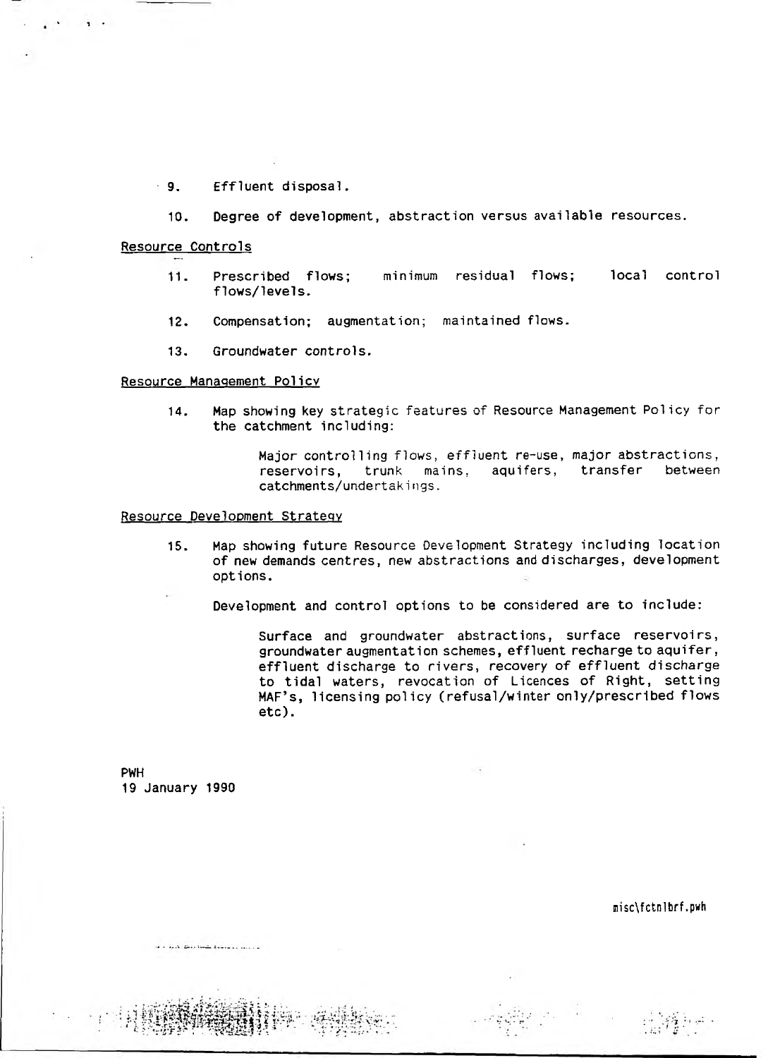9. Effluent disposal.

10. Degree of development, abstraction versus available resources.

Resource Controls

11. Prescribed flows; minimum residual flows; local control flows/levels.

12. Compensation; augmentation; maintained flows.

13. Groundwater controls.

Resource Management Policy

14. Map showing key strategic features of Resource Management Policy for the catchment including:

    Major controlling flows, effluent re-use, major abstractions, reservoirs, trunk mains, aquifers, transfer between catchments/undertakings.

Resource Development Strategy

15. Map showing future Resource Development Strategy including location of new demands centres, new abstractions and discharges, development options.

    Development and control options to be considered are to include:

    Surface and groundwater abstractions, surface reservoirs, groundwater augmentation schemes, effluent recharge to aquifer, effluent discharge to rivers, recovery of effluent discharge to tidal waters, revocation of Licences of Right, setting MAF's, licensing policy (refusal/winter only/prescribed flows etc).

PWH
19 January 1990

misc\fctnlbrf.pwh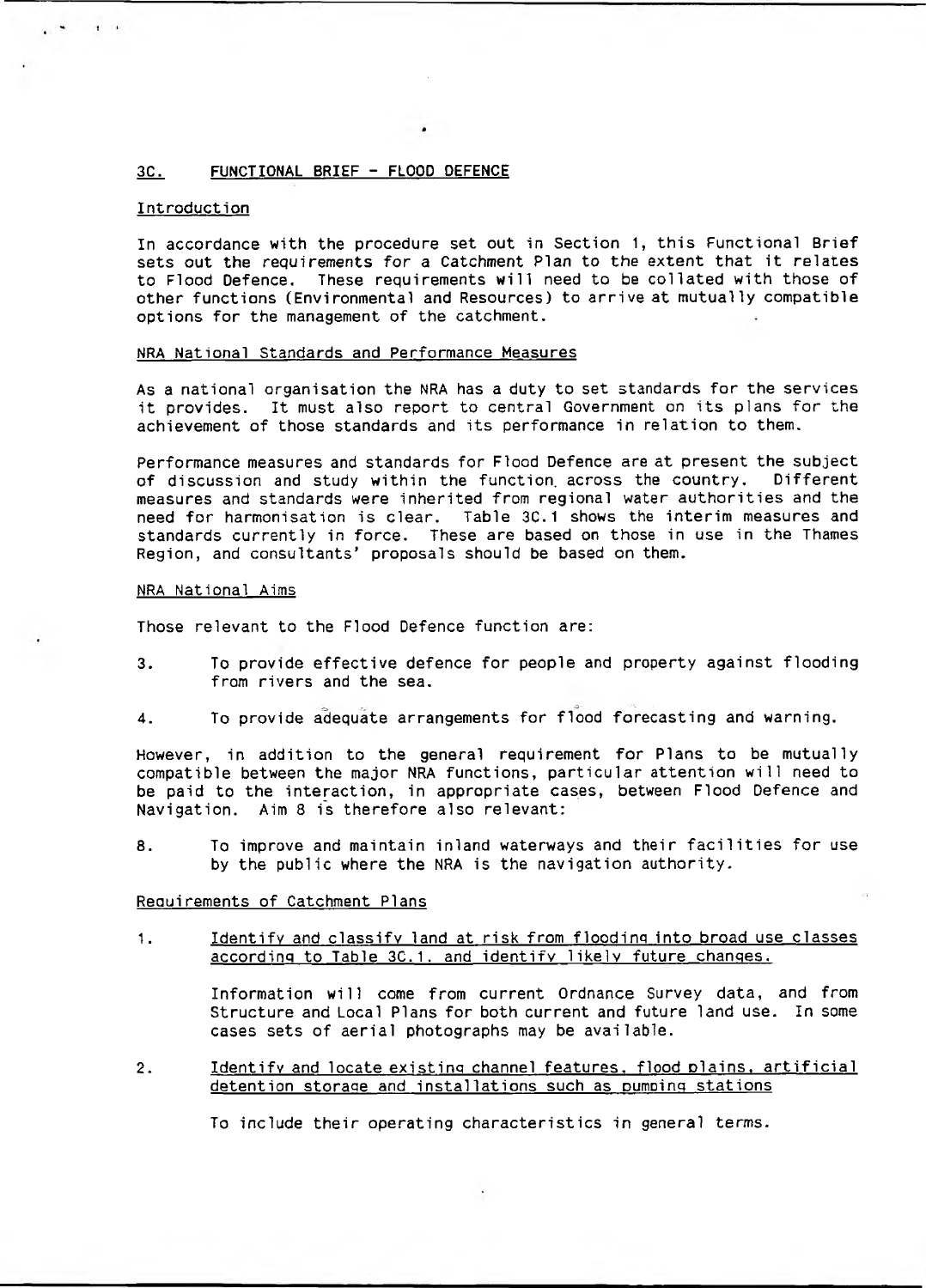## 3C. FUNCTIONAL BRIEF - FLOOD DEFENCE

### Introduction

In accordance with the procedure set out in Section 1, this Functional Brief sets out the requirements for a Catchment Plan to the extent that it relates to Flood Defence. These requirements will need to be collated with those of other functions (Environmental and Resources) to arrive at mutually compatible options for the management of the catchment.

### NRA National Standards and Performance Measures

As a national organisation the NRA has a duty to set standards for the services it provides. It must also report to central Government on its plans for the achievement of those standards and its performance in relation to them.

Performance measures and standards for Flood Defence are at present the subject of discussion and study within the function across the country. Different measures and standards were inherited from regional water authorities and the need for harmonisation is clear. Table 3C.1 shows the interim measures and standards currently in force. These are based on those in use in the Thames Region, and consultants' proposals should be based on them.

### NRA National Aims

Those relevant to the Flood Defence function are:

3. To provide effective defence for people and property against flooding from rivers and the sea.

4. To provide adequate arrangements for flood forecasting and warning.

However, in addition to the general requirement for Plans to be mutually compatible between the major NRA functions, particular attention will need to be paid to the interaction, in appropriate cases, between Flood Defence and Navigation. Aim 8 is therefore also relevant:

8. To improve and maintain inland waterways and their facilities for use by the public where the NRA is the navigation authority.

### Requirements of Catchment Plans

1. Identify and classify land at risk from flooding into broad use classes according to Table 3C.1. and identify likely future changes.

   Information will come from current Ordnance Survey data, and from Structure and Local Plans for both current and future land use. In some cases sets of aerial photographs may be available.

2. Identify and locate existing channel features, flood plains, artificial detention storage and installations such as pumping stations

   To include their operating characteristics in general terms.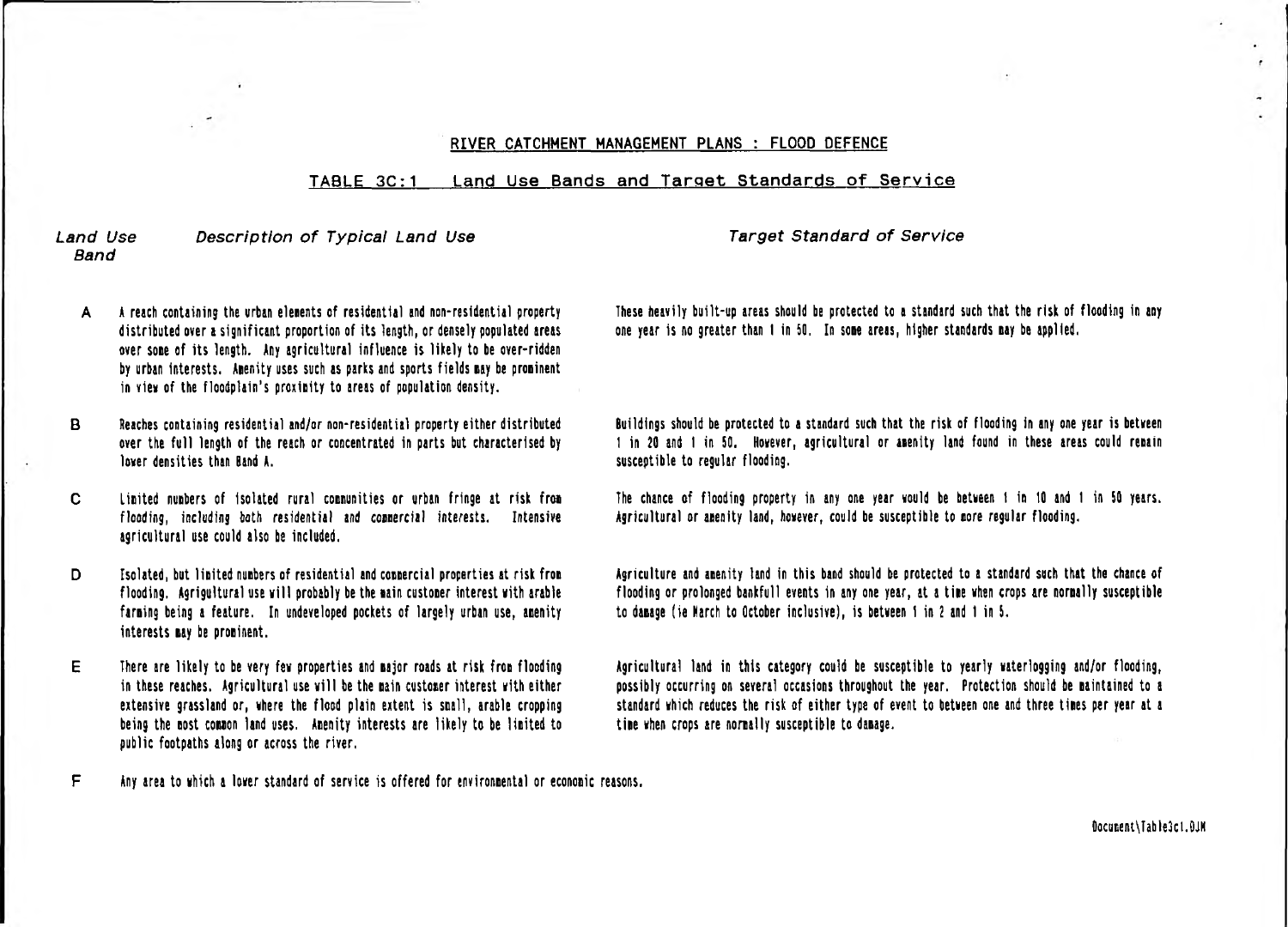## RIVER CATCHMENT MANAGEMENT PLANS : FLOOD DEFENCE

### TABLE 3C:1 Land Use Bands and Target Standards of Service

| *Land Use Band* | *Description of Typical Land Use* | *Target Standard of Service* |
|---|---|---|
| A | A reach containing the urban elements of residential and non-residential property distributed over a significant proportion of its length, or densely populated areas over some of its length. Any agricultural influence is likely to be over-ridden by urban interests. Amenity uses such as parks and sports fields may be prominent in view of the floodplain's proximity to areas of population density. | These heavily built-up areas should be protected to a standard such that the risk of flooding in any one year is no greater than 1 in 50. In some areas, higher standards may be applied. |
| B | Reaches containing residential and/or non-residential property either distributed over the full length of the reach or concentrated in parts but characterised by lower densities than Band A. | Buildings should be protected to a standard such that the risk of flooding in any one year is between 1 in 20 and 1 in 50. However, agricultural or amenity land found in these areas could remain susceptible to regular flooding. |
| C | Limited numbers of isolated rural communities or urban fringe at risk from flooding, including both residential and commercial interests. Intensive agricultural use could also be included. | The chance of flooding property in any one year would be between 1 in 10 and 1 in 50 years. Agricultural or amenity land, however, could be susceptible to more regular flooding. |
| D | Isolated, but limited numbers of residential and commercial properties at risk from flooding. Agrigultural use will probably be the main customer interest with arable farming being a feature. In undeveloped pockets of largely urban use, amenity interests may be prominent. | Agriculture and amenity land in this band should be protected to a standard such that the chance of flooding or prolonged bankfull events in any one year, at a time when crops are normally susceptible to damage (ie March to October inclusive), is between 1 in 2 and 1 in 5. |
| E | There are likely to be very few properties and major roads at risk from flooding in these reaches. Agricultural use will be the main customer interest with either extensive grassland or, where the flood plain extent is small, arable cropping being the most common land uses. Amenity interests are likely to be limited to public footpaths along or across the river. | Agricultural land in this category could be susceptible to yearly waterlogging and/or flooding, possibly occurring on several occasions throughout the year. Protection should be maintained to a standard which reduces the risk of either type of event to between one and three times per year at a time when crops are normally susceptible to damage. |
| F | Any area to which a lower standard of service is offered for environmental or economic reasons. | |

Document\Table3c1.DJM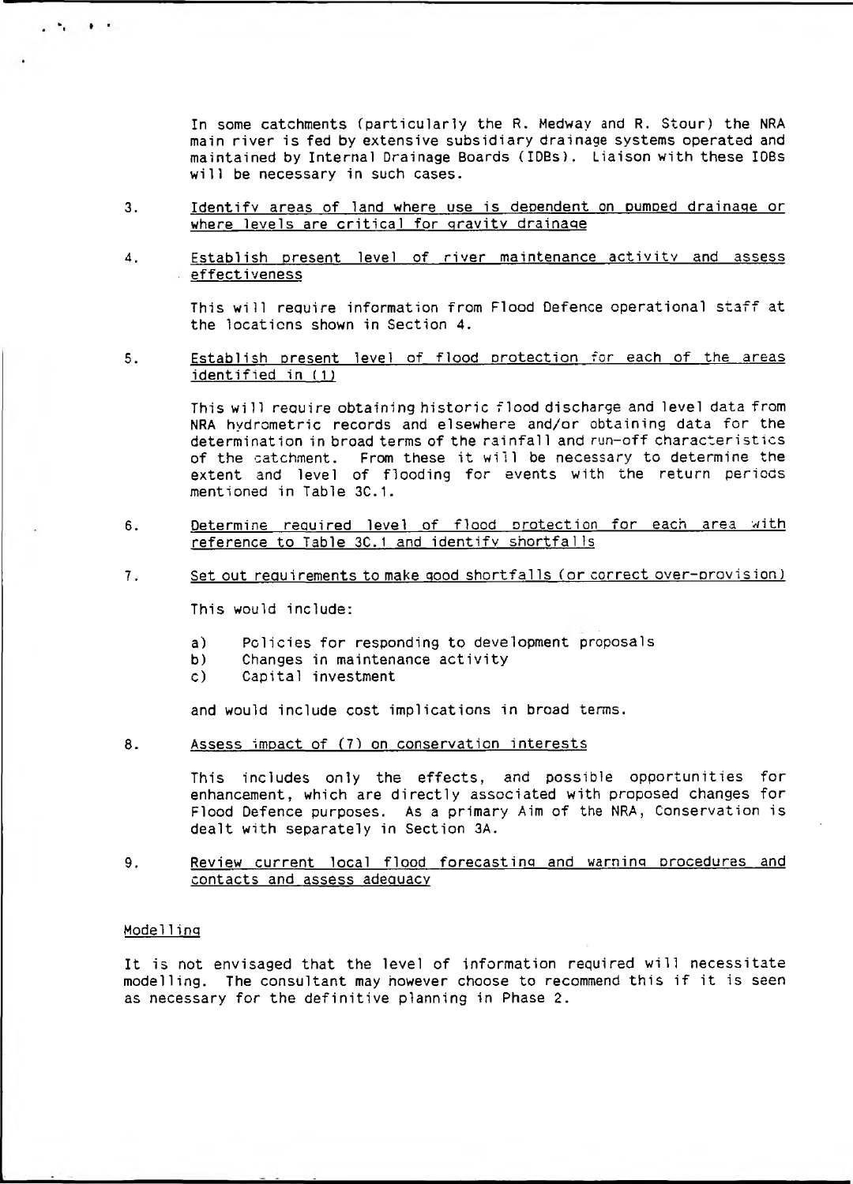In some catchments (particularly the R. Medway and R. Stour) the NRA main river is fed by extensive subsidiary drainage systems operated and maintained by Internal Drainage Boards (IDBs). Liaison with these IDBs will be necessary in such cases.

3. <u>Identify areas of land where use is dependent on pumped drainage or where levels are critical for gravity drainage</u>

4. <u>Establish present level of river maintenance activity and assess effectiveness</u>

   This will require information from Flood Defence operational staff at the locations shown in Section 4.

5. <u>Establish present level of flood protection for each of the areas identified in (1)</u>

   This will require obtaining historic flood discharge and level data from NRA hydrometric records and elsewhere and/or obtaining data for the determination in broad terms of the rainfall and run-off characteristics of the catchment. From these it will be necessary to determine the extent and level of flooding for events with the return periods mentioned in Table 3C.1.

6. <u>Determine required level of flood protection for each area with reference to Table 3C.1 and identify shortfalls</u>

7. <u>Set out requirements to make good shortfalls (or correct over-provision)</u>

   This would include:

   a) Policies for responding to development proposals
   b) Changes in maintenance activity
   c) Capital investment

   and would include cost implications in broad terms.

8. <u>Assess impact of (7) on conservation interests</u>

   This includes only the effects, and possible opportunities for enhancement, which are directly associated with proposed changes for Flood Defence purposes. As a primary Aim of the NRA, Conservation is dealt with separately in Section 3A.

9. <u>Review current local flood forecasting and warning procedures and contacts and assess adequacy</u>

<u>Modelling</u>

It is not envisaged that the level of information required will necessitate modelling. The consultant may however choose to recommend this if it is seen as necessary for the definitive planning in Phase 2.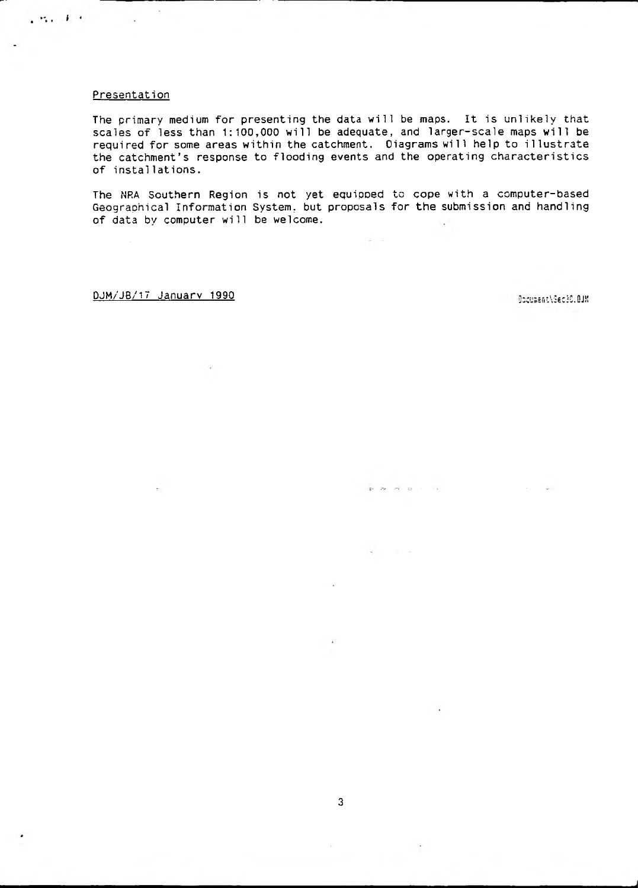## Presentation

The primary medium for presenting the data will be maps. It is unlikely that scales of less than 1:100,000 will be adequate, and larger-scale maps will be required for some areas within the catchment. Diagrams will help to illustrate the catchment's response to flooding events and the operating characteristics of installations.

The NRA Southern Region is not yet equipped to cope with a computer-based Geographical Information System, but proposals for the submission and handling of data by computer will be welcome.

DJM/JB/17 January 1990

Document\Sec10.DJM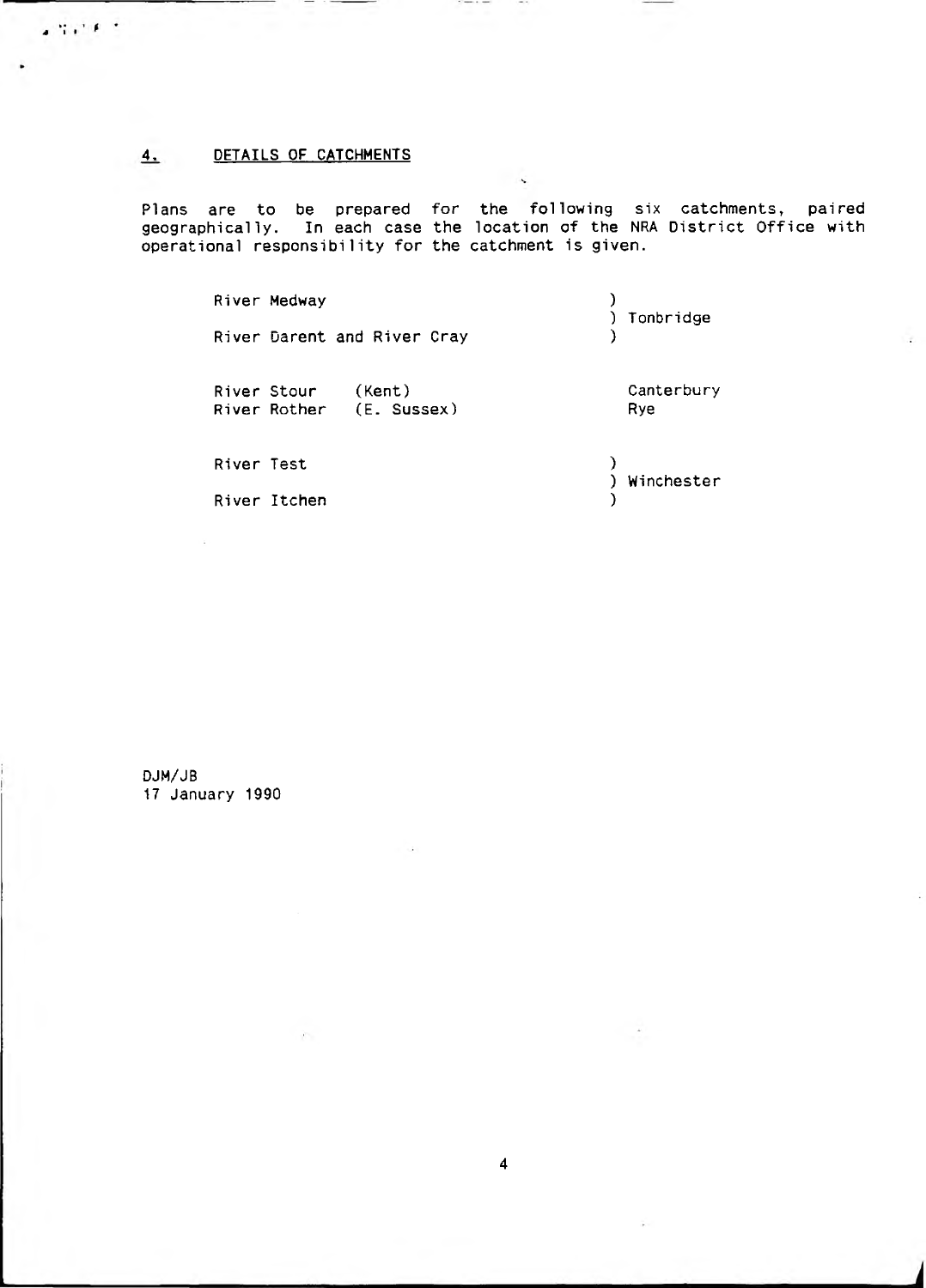## 4. DETAILS OF CATCHMENTS

Plans are to be prepared for the following six catchments, paired geographically. In each case the location of the NRA District Office with operational responsibility for the catchment is given.

| | |
|---|---|
| River Medway | Tonbridge |
| River Darent and River Cray | Tonbridge |
| River Stour (Kent) | Canterbury |
| River Rother (E. Sussex) | Rye |
| River Test | Winchester |
| River Itchen | Winchester |

DJM/JB
17 January 1990